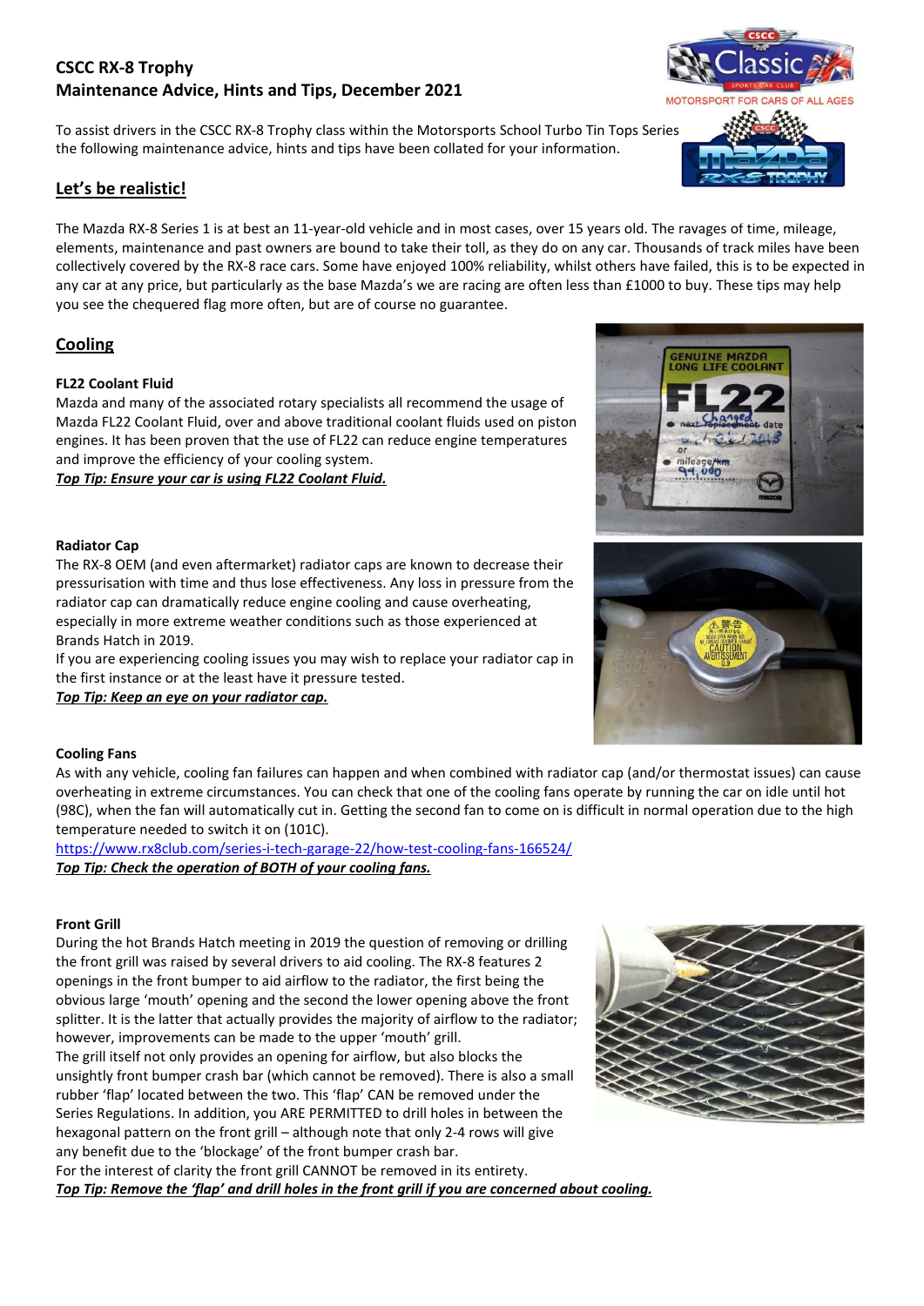# CSCC RX-8 Trophy
## Maintenance Advice, Hints and Tips, December 2021

To assist drivers in the CSCC RX-8 Trophy class within the Motorsports School Turbo Tin Tops Series the following maintenance advice, hints and tips have been collated for your information.

## Let's be realistic!

The Mazda RX-8 Series 1 is at best an 11-year-old vehicle and in most cases, over 15 years old. The ravages of time, mileage, elements, maintenance and past owners are bound to take their toll, as they do on any car. Thousands of track miles have been collectively covered by the RX-8 race cars. Some have enjoyed 100% reliability, whilst others have failed, this is to be expected in any car at any price, but particularly as the base Mazda's we are racing are often less than £1000 to buy. These tips may help you see the chequered flag more often, but are of course no guarantee.

## Cooling

### FL22 Coolant Fluid

Mazda and many of the associated rotary specialists all recommend the usage of Mazda FL22 Coolant Fluid, over and above traditional coolant fluids used on piston engines. It has been proven that the use of FL22 can reduce engine temperatures and improve the efficiency of your cooling system.

***Top Tip: Ensure your car is using FL22 Coolant Fluid.***

### Radiator Cap

The RX-8 OEM (and even aftermarket) radiator caps are known to decrease their pressurisation with time and thus lose effectiveness. Any loss in pressure from the radiator cap can dramatically reduce engine cooling and cause overheating, especially in more extreme weather conditions such as those experienced at Brands Hatch in 2019.

If you are experiencing cooling issues you may wish to replace your radiator cap in the first instance or at the least have it pressure tested.

***Top Tip: Keep an eye on your radiator cap.***

### Cooling Fans

As with any vehicle, cooling fan failures can happen and when combined with radiator cap (and/or thermostat issues) can cause overheating in extreme circumstances. You can check that one of the cooling fans operate by running the car on idle until hot (98C), when the fan will automatically cut in. Getting the second fan to come on is difficult in normal operation due to the high temperature needed to switch it on (101C).

https://www.rx8club.com/series-i-tech-garage-22/how-test-cooling-fans-166524/

***Top Tip: Check the operation of BOTH of your cooling fans.***

### Front Grill

During the hot Brands Hatch meeting in 2019 the question of removing or drilling the front grill was raised by several drivers to aid cooling. The RX-8 features 2 openings in the front bumper to aid airflow to the radiator, the first being the obvious large 'mouth' opening and the second the lower opening above the front splitter. It is the latter that actually provides the majority of airflow to the radiator; however, improvements can be made to the upper 'mouth' grill.

The grill itself not only provides an opening for airflow, but also blocks the unsightly front bumper crash bar (which cannot be removed). There is also a small rubber 'flap' located between the two. This 'flap' CAN be removed under the Series Regulations. In addition, you ARE PERMITTED to drill holes in between the hexagonal pattern on the front grill – although note that only 2-4 rows will give any benefit due to the 'blockage' of the front bumper crash bar.

For the interest of clarity the front grill CANNOT be removed in its entirety.

***Top Tip: Remove the 'flap' and drill holes in the front grill if you are concerned about cooling.***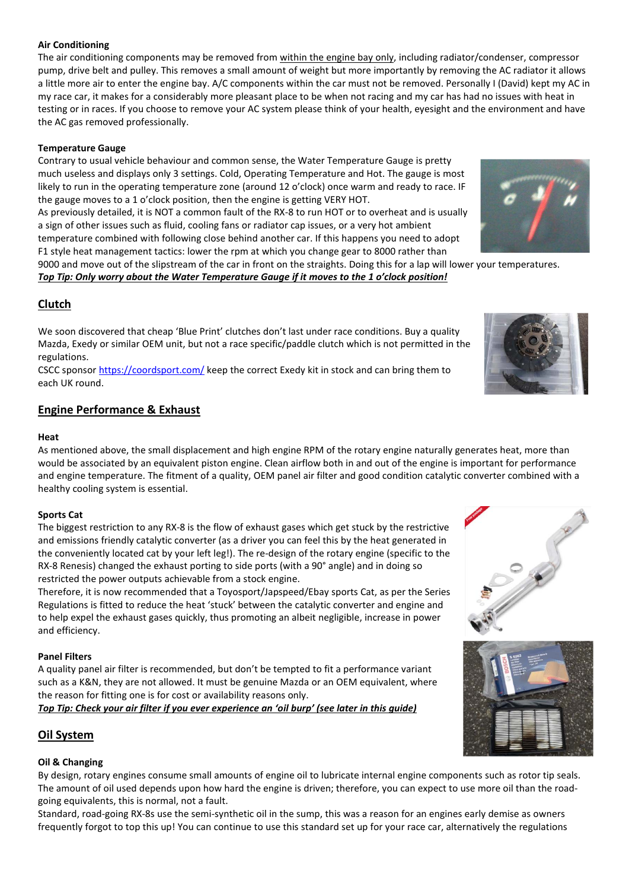**Air Conditioning**

The air conditioning components may be removed from within the engine bay only, including radiator/condenser, compressor pump, drive belt and pulley. This removes a small amount of weight but more importantly by removing the AC radiator it allows a little more air to enter the engine bay. A/C components within the car must not be removed. Personally I (David) kept my AC in my race car, it makes for a considerably more pleasant place to be when not racing and my car has had no issues with heat in testing or in races. If you choose to remove your AC system please think of your health, eyesight and the environment and have the AC gas removed professionally.

**Temperature Gauge**

Contrary to usual vehicle behaviour and common sense, the Water Temperature Gauge is pretty much useless and displays only 3 settings. Cold, Operating Temperature and Hot. The gauge is most likely to run in the operating temperature zone (around 12 o'clock) once warm and ready to race. IF the gauge moves to a 1 o'clock position, then the engine is getting VERY HOT.

As previously detailed, it is NOT a common fault of the RX-8 to run HOT or to overheat and is usually a sign of other issues such as fluid, cooling fans or radiator cap issues, or a very hot ambient temperature combined with following close behind another car. If this happens you need to adopt F1 style heat management tactics: lower the rpm at which you change gear to 8000 rather than 9000 and move out of the slipstream of the car in front on the straights. Doing this for a lap will lower your temperatures.

***Top Tip: Only worry about the Water Temperature Gauge if it moves to the 1 o'clock position!***

## Clutch

We soon discovered that cheap 'Blue Print' clutches don't last under race conditions. Buy a quality Mazda, Exedy or similar OEM unit, but not a race specific/paddle clutch which is not permitted in the regulations.

CSCC sponsor https://coordsport.com/ keep the correct Exedy kit in stock and can bring them to each UK round.

## Engine Performance & Exhaust

**Heat**

As mentioned above, the small displacement and high engine RPM of the rotary engine naturally generates heat, more than would be associated by an equivalent piston engine. Clean airflow both in and out of the engine is important for performance and engine temperature. The fitment of a quality, OEM panel air filter and good condition catalytic converter combined with a healthy cooling system is essential.

**Sports Cat**

The biggest restriction to any RX-8 is the flow of exhaust gases which get stuck by the restrictive and emissions friendly catalytic converter (as a driver you can feel this by the heat generated in the conveniently located cat by your left leg!). The re-design of the rotary engine (specific to the RX-8 Renesis) changed the exhaust porting to side ports (with a 90° angle) and in doing so restricted the power outputs achievable from a stock engine.

Therefore, it is now recommended that a Toyosport/Japspeed/Ebay sports Cat, as per the Series Regulations is fitted to reduce the heat 'stuck' between the catalytic converter and engine and to help expel the exhaust gases quickly, thus promoting an albeit negligible, increase in power and efficiency.

**Panel Filters**

A quality panel air filter is recommended, but don't be tempted to fit a performance variant such as a K&N, they are not allowed. It must be genuine Mazda or an OEM equivalent, where the reason for fitting one is for cost or availability reasons only.

***Top Tip: Check your air filter if you ever experience an 'oil burp' (see later in this guide)***

## Oil System

**Oil & Changing**

By design, rotary engines consume small amounts of engine oil to lubricate internal engine components such as rotor tip seals. The amount of oil used depends upon how hard the engine is driven; therefore, you can expect to use more oil than the road-going equivalents, this is normal, not a fault.

Standard, road-going RX-8s use the semi-synthetic oil in the sump, this was a reason for an engines early demise as owners frequently forgot to top this up! You can continue to use this standard set up for your race car, alternatively the regulations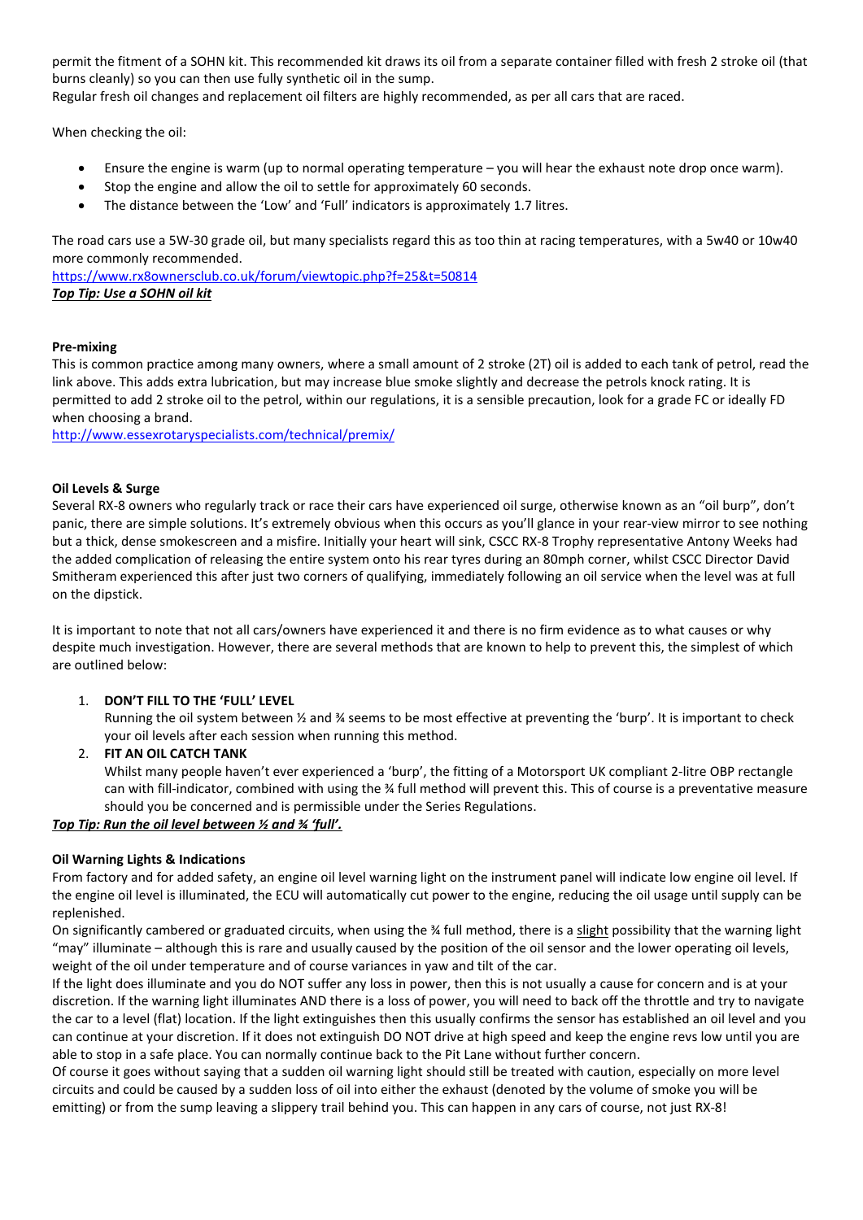permit the fitment of a SOHN kit. This recommended kit draws its oil from a separate container filled with fresh 2 stroke oil (that burns cleanly) so you can then use fully synthetic oil in the sump.
Regular fresh oil changes and replacement oil filters are highly recommended, as per all cars that are raced.

When checking the oil:

- Ensure the engine is warm (up to normal operating temperature – you will hear the exhaust note drop once warm).
- Stop the engine and allow the oil to settle for approximately 60 seconds.
- The distance between the 'Low' and 'Full' indicators is approximately 1.7 litres.

The road cars use a 5W-30 grade oil, but many specialists regard this as too thin at racing temperatures, with a 5w40 or 10w40 more commonly recommended.
https://www.rx8ownersclub.co.uk/forum/viewtopic.php?f=25&t=50814
***Top Tip: Use a SOHN oil kit***

**Pre-mixing**
This is common practice among many owners, where a small amount of 2 stroke (2T) oil is added to each tank of petrol, read the link above. This adds extra lubrication, but may increase blue smoke slightly and decrease the petrols knock rating. It is permitted to add 2 stroke oil to the petrol, within our regulations, it is a sensible precaution, look for a grade FC or ideally FD when choosing a brand.
http://www.essexrotaryspecialists.com/technical/premix/

**Oil Levels & Surge**
Several RX-8 owners who regularly track or race their cars have experienced oil surge, otherwise known as an "oil burp", don't panic, there are simple solutions. It's extremely obvious when this occurs as you'll glance in your rear-view mirror to see nothing but a thick, dense smokescreen and a misfire. Initially your heart will sink, CSCC RX-8 Trophy representative Antony Weeks had the added complication of releasing the entire system onto his rear tyres during an 80mph corner, whilst CSCC Director David Smitheram experienced this after just two corners of qualifying, immediately following an oil service when the level was at full on the dipstick.

It is important to note that not all cars/owners have experienced it and there is no firm evidence as to what causes or why despite much investigation. However, there are several methods that are known to help to prevent this, the simplest of which are outlined below:

1. **DON'T FILL TO THE 'FULL' LEVEL**
   Running the oil system between ½ and ¾ seems to be most effective at preventing the 'burp'. It is important to check your oil levels after each session when running this method.
2. **FIT AN OIL CATCH TANK**
   Whilst many people haven't ever experienced a 'burp', the fitting of a Motorsport UK compliant 2-litre OBP rectangle can with fill-indicator, combined with using the ¾ full method will prevent this. This of course is a preventative measure should you be concerned and is permissible under the Series Regulations.

***Top Tip: Run the oil level between ½ and ¾ 'full'.***

**Oil Warning Lights & Indications**
From factory and for added safety, an engine oil level warning light on the instrument panel will indicate low engine oil level. If the engine oil level is illuminated, the ECU will automatically cut power to the engine, reducing the oil usage until supply can be replenished.
On significantly cambered or graduated circuits, when using the ¾ full method, there is a slight possibility that the warning light "may" illuminate – although this is rare and usually caused by the position of the oil sensor and the lower operating oil levels, weight of the oil under temperature and of course variances in yaw and tilt of the car.
If the light does illuminate and you do NOT suffer any loss in power, then this is not usually a cause for concern and is at your discretion. If the warning light illuminates AND there is a loss of power, you will need to back off the throttle and try to navigate the car to a level (flat) location. If the light extinguishes then this usually confirms the sensor has established an oil level and you can continue at your discretion. If it does not extinguish DO NOT drive at high speed and keep the engine revs low until you are able to stop in a safe place. You can normally continue back to the Pit Lane without further concern.
Of course it goes without saying that a sudden oil warning light should still be treated with caution, especially on more level circuits and could be caused by a sudden loss of oil into either the exhaust (denoted by the volume of smoke you will be emitting) or from the sump leaving a slippery trail behind you. This can happen in any cars of course, not just RX-8!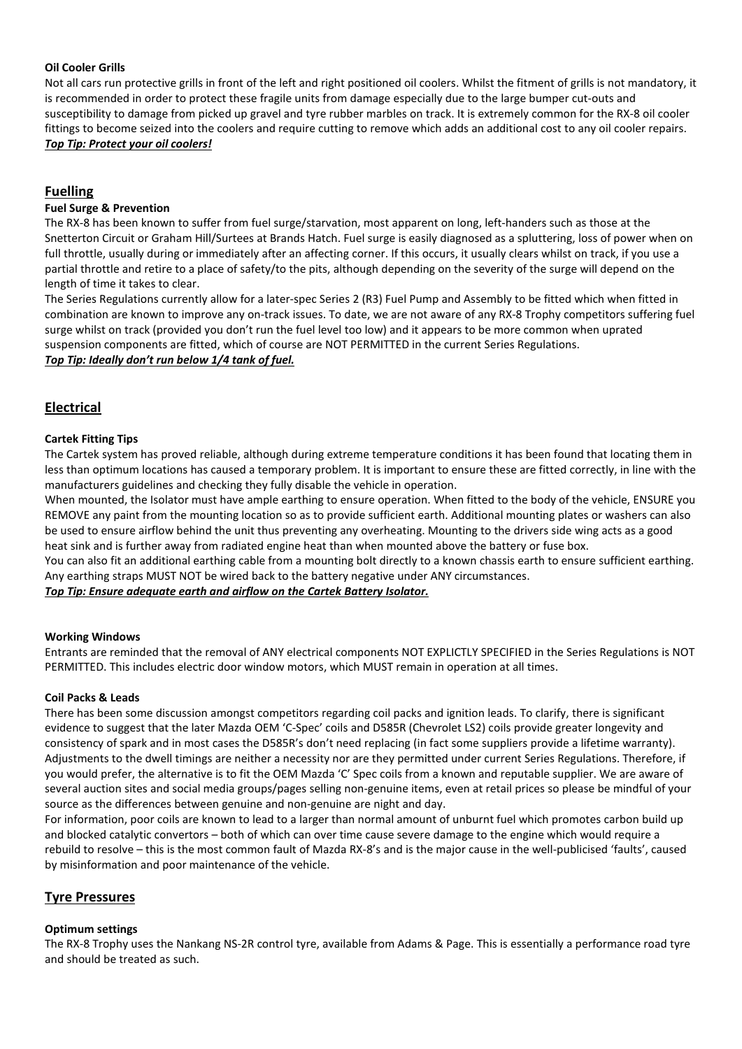**Oil Cooler Grills**

Not all cars run protective grills in front of the left and right positioned oil coolers. Whilst the fitment of grills is not mandatory, it is recommended in order to protect these fragile units from damage especially due to the large bumper cut-outs and susceptibility to damage from picked up gravel and tyre rubber marbles on track. It is extremely common for the RX-8 oil cooler fittings to become seized into the coolers and require cutting to remove which adds an additional cost to any oil cooler repairs.
***Top Tip: Protect your oil coolers!***

## Fuelling

**Fuel Surge & Prevention**

The RX-8 has been known to suffer from fuel surge/starvation, most apparent on long, left-handers such as those at the Snetterton Circuit or Graham Hill/Surtees at Brands Hatch. Fuel surge is easily diagnosed as a spluttering, loss of power when on full throttle, usually during or immediately after an affecting corner. If this occurs, it usually clears whilst on track, if you use a partial throttle and retire to a place of safety/to the pits, although depending on the severity of the surge will depend on the length of time it takes to clear.

The Series Regulations currently allow for a later-spec Series 2 (R3) Fuel Pump and Assembly to be fitted which when fitted in combination are known to improve any on-track issues. To date, we are not aware of any RX-8 Trophy competitors suffering fuel surge whilst on track (provided you don't run the fuel level too low) and it appears to be more common when uprated suspension components are fitted, which of course are NOT PERMITTED in the current Series Regulations.
***Top Tip: Ideally don't run below 1/4 tank of fuel.***

## Electrical

**Cartek Fitting Tips**

The Cartek system has proved reliable, although during extreme temperature conditions it has been found that locating them in less than optimum locations has caused a temporary problem. It is important to ensure these are fitted correctly, in line with the manufacturers guidelines and checking they fully disable the vehicle in operation.

When mounted, the Isolator must have ample earthing to ensure operation. When fitted to the body of the vehicle, ENSURE you REMOVE any paint from the mounting location so as to provide sufficient earth. Additional mounting plates or washers can also be used to ensure airflow behind the unit thus preventing any overheating. Mounting to the drivers side wing acts as a good heat sink and is further away from radiated engine heat than when mounted above the battery or fuse box.

You can also fit an additional earthing cable from a mounting bolt directly to a known chassis earth to ensure sufficient earthing. Any earthing straps MUST NOT be wired back to the battery negative under ANY circumstances.
***Top Tip: Ensure adequate earth and airflow on the Cartek Battery Isolator.***

**Working Windows**

Entrants are reminded that the removal of ANY electrical components NOT EXPLICTLY SPECIFIED in the Series Regulations is NOT PERMITTED. This includes electric door window motors, which MUST remain in operation at all times.

**Coil Packs & Leads**

There has been some discussion amongst competitors regarding coil packs and ignition leads. To clarify, there is significant evidence to suggest that the later Mazda OEM 'C-Spec' coils and D585R (Chevrolet LS2) coils provide greater longevity and consistency of spark and in most cases the D585R's don't need replacing (in fact some suppliers provide a lifetime warranty). Adjustments to the dwell timings are neither a necessity nor are they permitted under current Series Regulations. Therefore, if you would prefer, the alternative is to fit the OEM Mazda 'C' Spec coils from a known and reputable supplier. We are aware of several auction sites and social media groups/pages selling non-genuine items, even at retail prices so please be mindful of your source as the differences between genuine and non-genuine are night and day.

For information, poor coils are known to lead to a larger than normal amount of unburnt fuel which promotes carbon build up and blocked catalytic convertors – both of which can over time cause severe damage to the engine which would require a rebuild to resolve – this is the most common fault of Mazda RX-8's and is the major cause in the well-publicised 'faults', caused by misinformation and poor maintenance of the vehicle.

## Tyre Pressures

**Optimum settings**

The RX-8 Trophy uses the Nankang NS-2R control tyre, available from Adams & Page. This is essentially a performance road tyre and should be treated as such.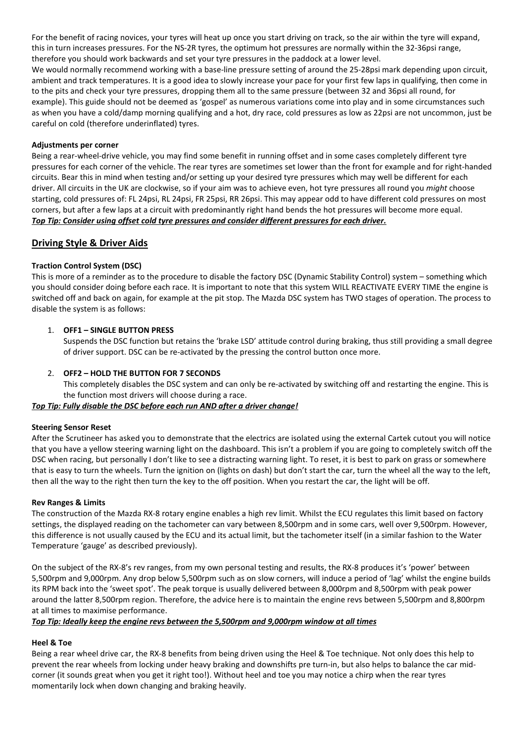For the benefit of racing novices, your tyres will heat up once you start driving on track, so the air within the tyre will expand, this in turn increases pressures. For the NS-2R tyres, the optimum hot pressures are normally within the 32-36psi range, therefore you should work backwards and set your tyre pressures in the paddock at a lower level.

We would normally recommend working with a base-line pressure setting of around the 25-28psi mark depending upon circuit, ambient and track temperatures. It is a good idea to slowly increase your pace for your first few laps in qualifying, then come in to the pits and check your tyre pressures, dropping them all to the same pressure (between 32 and 36psi all round, for example). This guide should not be deemed as 'gospel' as numerous variations come into play and in some circumstances such as when you have a cold/damp morning qualifying and a hot, dry race, cold pressures as low as 22psi are not uncommon, just be careful on cold (therefore underinflated) tyres.

**Adjustments per corner**

Being a rear-wheel-drive vehicle, you may find some benefit in running offset and in some cases completely different tyre pressures for each corner of the vehicle. The rear tyres are sometimes set lower than the front for example and for right-handed circuits. Bear this in mind when testing and/or setting up your desired tyre pressures which may well be different for each driver. All circuits in the UK are clockwise, so if your aim was to achieve even, hot tyre pressures all round you *might* choose starting, cold pressures of: FL 24psi, RL 24psi, FR 25psi, RR 26psi. This may appear odd to have different cold pressures on most corners, but after a few laps at a circuit with predominantly right hand bends the hot pressures will become more equal.

***Top Tip: Consider using offset cold tyre pressures and consider different pressures for each driver.***

## Driving Style & Driver Aids

**Traction Control System (DSC)**

This is more of a reminder as to the procedure to disable the factory DSC (Dynamic Stability Control) system – something which you should consider doing before each race. It is important to note that this system WILL REACTIVATE EVERY TIME the engine is switched off and back on again, for example at the pit stop. The Mazda DSC system has TWO stages of operation. The process to disable the system is as follows:

1. **OFF1 – SINGLE BUTTON PRESS**
   Suspends the DSC function but retains the 'brake LSD' attitude control during braking, thus still providing a small degree of driver support. DSC can be re-activated by the pressing the control button once more.

2. **OFF2 – HOLD THE BUTTON FOR 7 SECONDS**
   This completely disables the DSC system and can only be re-activated by switching off and restarting the engine. This is the function most drivers will choose during a race.

***Top Tip: Fully disable the DSC before each run AND after a driver change!***

**Steering Sensor Reset**

After the Scrutineer has asked you to demonstrate that the electrics are isolated using the external Cartek cutout you will notice that you have a yellow steering warning light on the dashboard. This isn't a problem if you are going to completely switch off the DSC when racing, but personally I don't like to see a distracting warning light. To reset, it is best to park on grass or somewhere that is easy to turn the wheels. Turn the ignition on (lights on dash) but don't start the car, turn the wheel all the way to the left, then all the way to the right then turn the key to the off position. When you restart the car, the light will be off.

**Rev Ranges & Limits**

The construction of the Mazda RX-8 rotary engine enables a high rev limit. Whilst the ECU regulates this limit based on factory settings, the displayed reading on the tachometer can vary between 8,500rpm and in some cars, well over 9,500rpm. However, this difference is not usually caused by the ECU and its actual limit, but the tachometer itself (in a similar fashion to the Water Temperature 'gauge' as described previously).

On the subject of the RX-8's rev ranges, from my own personal testing and results, the RX-8 produces it's 'power' between 5,500rpm and 9,000rpm. Any drop below 5,500rpm such as on slow corners, will induce a period of 'lag' whilst the engine builds its RPM back into the 'sweet spot'. The peak torque is usually delivered between 8,000rpm and 8,500rpm with peak power around the latter 8,500rpm region. Therefore, the advice here is to maintain the engine revs between 5,500rpm and 8,800rpm at all times to maximise performance.

***Top Tip: Ideally keep the engine revs between the 5,500rpm and 9,000rpm window at all times***

**Heel & Toe**

Being a rear wheel drive car, the RX-8 benefits from being driven using the Heel & Toe technique. Not only does this help to prevent the rear wheels from locking under heavy braking and downshifts pre turn-in, but also helps to balance the car mid-corner (it sounds great when you get it right too!). Without heel and toe you may notice a chirp when the rear tyres momentarily lock when down changing and braking heavily.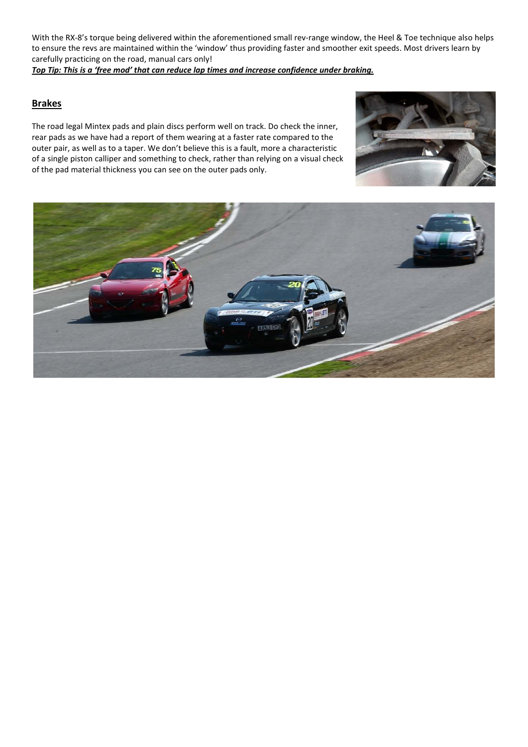With the RX-8's torque being delivered within the aforementioned small rev-range window, the Heel & Toe technique also helps to ensure the revs are maintained within the 'window' thus providing faster and smoother exit speeds. Most drivers learn by carefully practicing on the road, manual cars only!

***Top Tip: This is a 'free mod' that can reduce lap times and increase confidence under braking.***

## Brakes

The road legal Mintex pads and plain discs perform well on track. Do check the inner, rear pads as we have had a report of them wearing at a faster rate compared to the outer pair, as well as to a taper. We don't believe this is a fault, more a characteristic of a single piston calliper and something to check, rather than relying on a visual check of the pad material thickness you can see on the outer pads only.